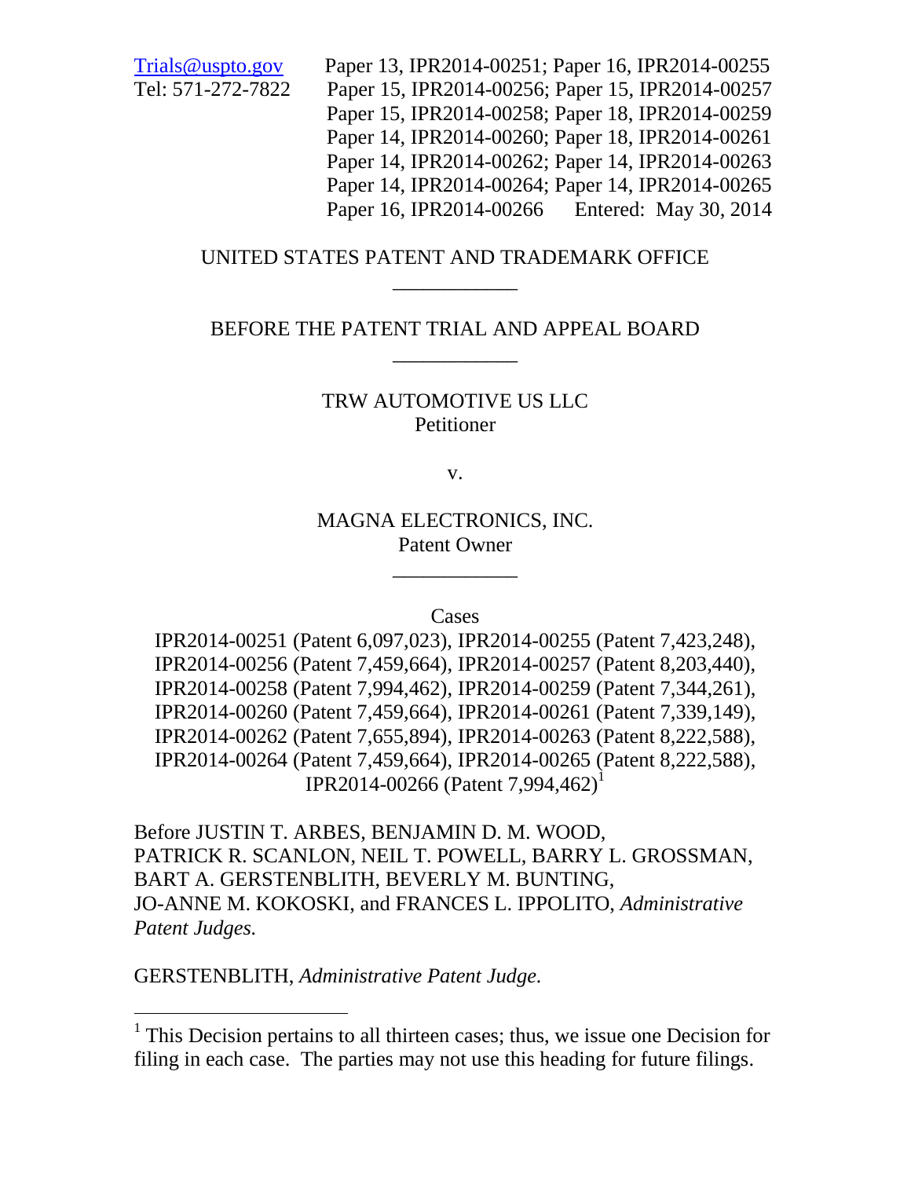Trials@uspto.gov
Tel: 571-272-7822

Paper 13, IPR2014-00251; Paper 16, IPR2014-00255
Paper 15, IPR2014-00256; Paper 15, IPR2014-00257
Paper 15, IPR2014-00258; Paper 18, IPR2014-00259
Paper 14, IPR2014-00260; Paper 18, IPR2014-00261
Paper 14, IPR2014-00262; Paper 14, IPR2014-00263
Paper 14, IPR2014-00264; Paper 14, IPR2014-00265
Paper 16, IPR2014-00266 Entered: May 30, 2014

UNITED STATES PATENT AND TRADEMARK OFFICE

____________

BEFORE THE PATENT TRIAL AND APPEAL BOARD

____________

TRW AUTOMOTIVE US LLC
Petitioner

v.

MAGNA ELECTRONICS, INC.
Patent Owner

____________

Cases
IPR2014-00251 (Patent 6,097,023), IPR2014-00255 (Patent 7,423,248),
IPR2014-00256 (Patent 7,459,664), IPR2014-00257 (Patent 8,203,440),
IPR2014-00258 (Patent 7,994,462), IPR2014-00259 (Patent 7,344,261),
IPR2014-00260 (Patent 7,459,664), IPR2014-00261 (Patent 7,339,149),
IPR2014-00262 (Patent 7,655,894), IPR2014-00263 (Patent 8,222,588),
IPR2014-00264 (Patent 7,459,664), IPR2014-00265 (Patent 8,222,588),
IPR2014-00266 (Patent 7,994,462)[1]

Before JUSTIN T. ARBES, BENJAMIN D. M. WOOD, PATRICK R. SCANLON, NEIL T. POWELL, BARRY L. GROSSMAN, BART A. GERSTENBLITH, BEVERLY M. BUNTING, JO-ANNE M. KOKOSKI, and FRANCES L. IPPOLITO, *Administrative Patent Judges.*

GERSTENBLITH, *Administrative Patent Judge*.

[1] This Decision pertains to all thirteen cases; thus, we issue one Decision for filing in each case. The parties may not use this heading for future filings.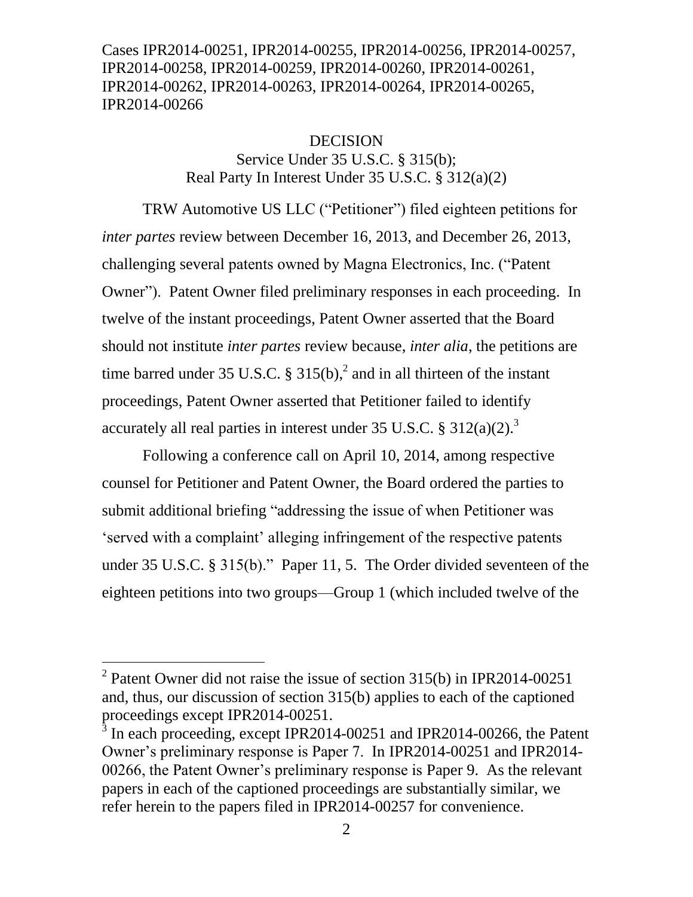Cases IPR2014-00251, IPR2014-00255, IPR2014-00256, IPR2014-00257, IPR2014-00258, IPR2014-00259, IPR2014-00260, IPR2014-00261, IPR2014-00262, IPR2014-00263, IPR2014-00264, IPR2014-00265, IPR2014-00266

DECISION
Service Under 35 U.S.C. § 315(b);
Real Party In Interest Under 35 U.S.C. § 312(a)(2)

TRW Automotive US LLC ("Petitioner") filed eighteen petitions for *inter partes* review between December 16, 2013, and December 26, 2013, challenging several patents owned by Magna Electronics, Inc. ("Patent Owner"). Patent Owner filed preliminary responses in each proceeding. In twelve of the instant proceedings, Patent Owner asserted that the Board should not institute *inter partes* review because, *inter alia*, the petitions are time barred under 35 U.S.C. § 315(b),[2] and in all thirteen of the instant proceedings, Patent Owner asserted that Petitioner failed to identify accurately all real parties in interest under 35 U.S.C. § 312(a)(2).[3]

Following a conference call on April 10, 2014, among respective counsel for Petitioner and Patent Owner, the Board ordered the parties to submit additional briefing "addressing the issue of when Petitioner was 'served with a complaint' alleging infringement of the respective patents under 35 U.S.C. § 315(b)." Paper 11, 5. The Order divided seventeen of the eighteen petitions into two groups—Group 1 (which included twelve of the

---

[2] Patent Owner did not raise the issue of section 315(b) in IPR2014-00251 and, thus, our discussion of section 315(b) applies to each of the captioned proceedings except IPR2014-00251.

[3] In each proceeding, except IPR2014-00251 and IPR2014-00266, the Patent Owner's preliminary response is Paper 7. In IPR2014-00251 and IPR2014-00266, the Patent Owner's preliminary response is Paper 9. As the relevant papers in each of the captioned proceedings are substantially similar, we refer herein to the papers filed in IPR2014-00257 for convenience.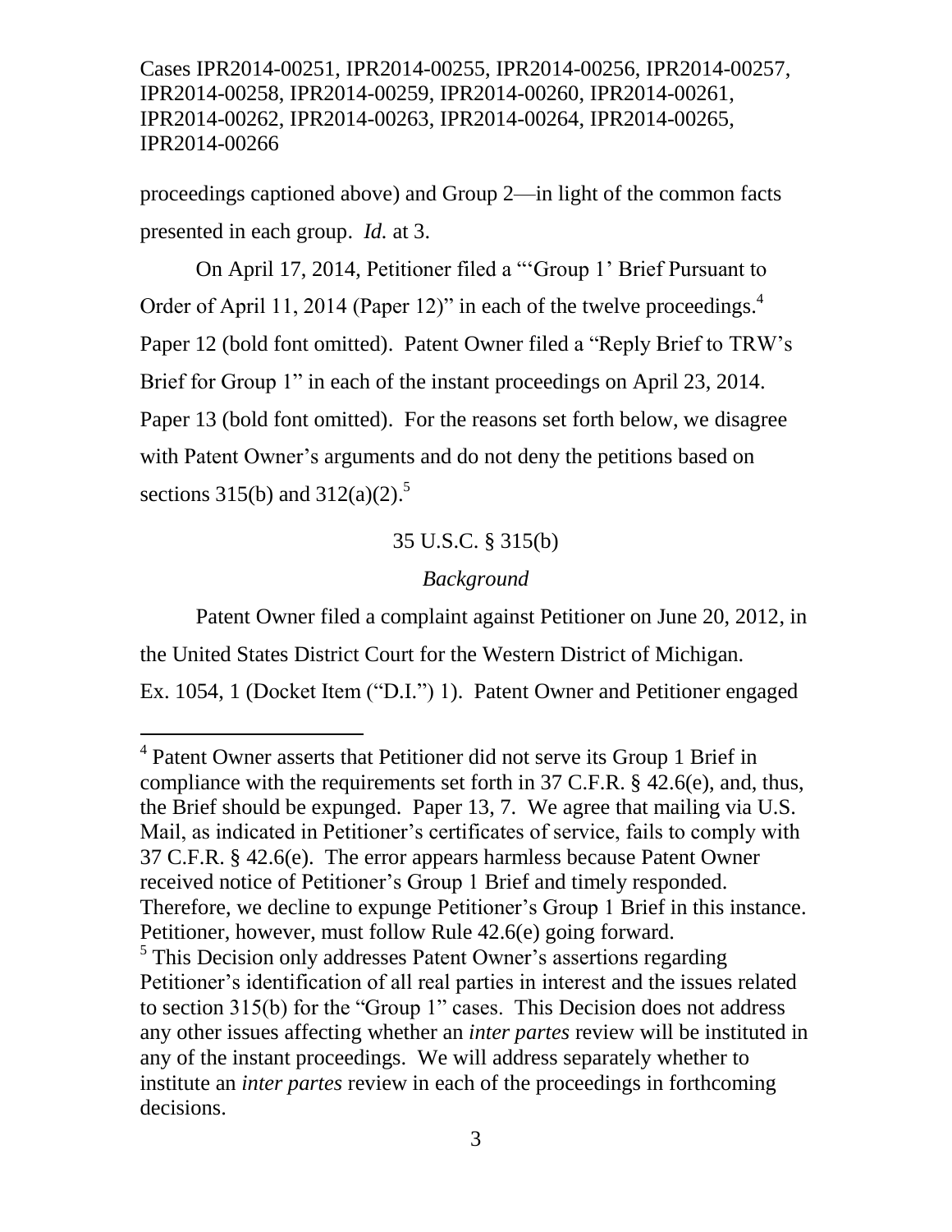proceedings captioned above) and Group 2—in light of the common facts presented in each group. *Id.* at 3.

On April 17, 2014, Petitioner filed a "'Group 1' Brief Pursuant to Order of April 11, 2014 (Paper 12)" in each of the twelve proceedings.[4] Paper 12 (bold font omitted). Patent Owner filed a "Reply Brief to TRW's Brief for Group 1" in each of the instant proceedings on April 23, 2014. Paper 13 (bold font omitted). For the reasons set forth below, we disagree with Patent Owner's arguments and do not deny the petitions based on sections 315(b) and 312(a)(2).[5]

35 U.S.C. § 315(b)

*Background*

Patent Owner filed a complaint against Petitioner on June 20, 2012, in the United States District Court for the Western District of Michigan. Ex. 1054, 1 (Docket Item ("D.I.") 1). Patent Owner and Petitioner engaged

---

[4] Patent Owner asserts that Petitioner did not serve its Group 1 Brief in compliance with the requirements set forth in 37 C.F.R. § 42.6(e), and, thus, the Brief should be expunged. Paper 13, 7. We agree that mailing via U.S. Mail, as indicated in Petitioner's certificates of service, fails to comply with 37 C.F.R. § 42.6(e). The error appears harmless because Patent Owner received notice of Petitioner's Group 1 Brief and timely responded. Therefore, we decline to expunge Petitioner's Group 1 Brief in this instance. Petitioner, however, must follow Rule 42.6(e) going forward.

[5] This Decision only addresses Patent Owner's assertions regarding Petitioner's identification of all real parties in interest and the issues related to section 315(b) for the "Group 1" cases. This Decision does not address any other issues affecting whether an *inter partes* review will be instituted in any of the instant proceedings. We will address separately whether to institute an *inter partes* review in each of the proceedings in forthcoming decisions.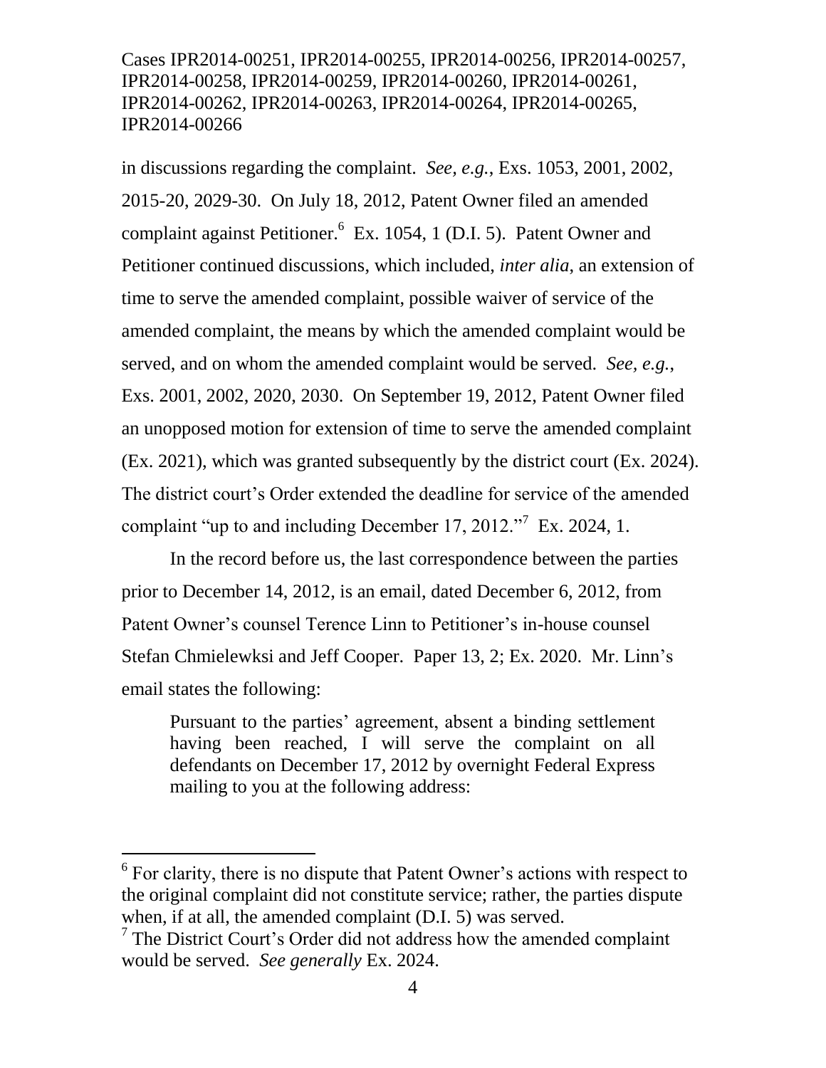in discussions regarding the complaint. *See, e.g.*, Exs. 1053, 2001, 2002, 2015-20, 2029-30. On July 18, 2012, Patent Owner filed an amended complaint against Petitioner.[6] Ex. 1054, 1 (D.I. 5). Patent Owner and Petitioner continued discussions, which included, *inter alia*, an extension of time to serve the amended complaint, possible waiver of service of the amended complaint, the means by which the amended complaint would be served, and on whom the amended complaint would be served. *See, e.g.*, Exs. 2001, 2002, 2020, 2030. On September 19, 2012, Patent Owner filed an unopposed motion for extension of time to serve the amended complaint (Ex. 2021), which was granted subsequently by the district court (Ex. 2024). The district court's Order extended the deadline for service of the amended complaint "up to and including December 17, 2012."[7] Ex. 2024, 1.

In the record before us, the last correspondence between the parties prior to December 14, 2012, is an email, dated December 6, 2012, from Patent Owner's counsel Terence Linn to Petitioner's in-house counsel Stefan Chmielewksi and Jeff Cooper. Paper 13, 2; Ex. 2020. Mr. Linn's email states the following:

> Pursuant to the parties' agreement, absent a binding settlement having been reached, I will serve the complaint on all defendants on December 17, 2012 by overnight Federal Express mailing to you at the following address:

---

[6] For clarity, there is no dispute that Patent Owner's actions with respect to the original complaint did not constitute service; rather, the parties dispute when, if at all, the amended complaint (D.I. 5) was served.

[7] The District Court's Order did not address how the amended complaint would be served. *See generally* Ex. 2024.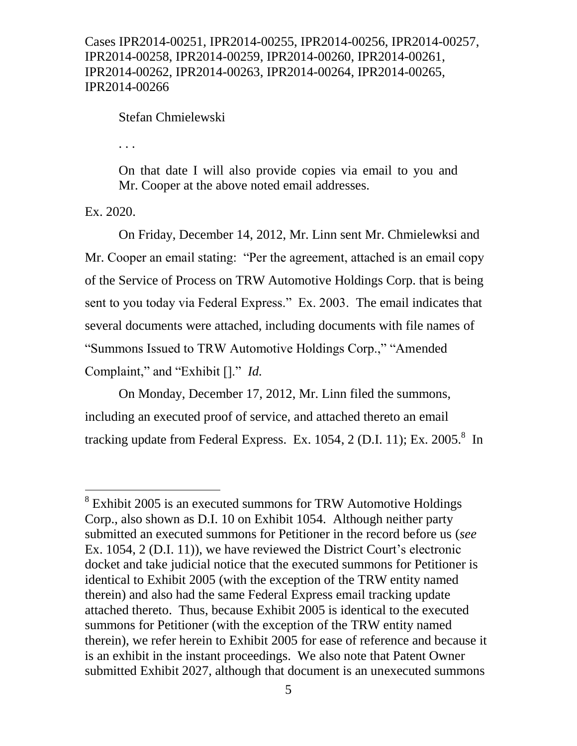Stefan Chmielewski

. . .

On that date I will also provide copies via email to you and Mr. Cooper at the above noted email addresses.

Ex. 2020.

On Friday, December 14, 2012, Mr. Linn sent Mr. Chmielewksi and Mr. Cooper an email stating: "Per the agreement, attached is an email copy of the Service of Process on TRW Automotive Holdings Corp. that is being sent to you today via Federal Express." Ex. 2003. The email indicates that several documents were attached, including documents with file names of "Summons Issued to TRW Automotive Holdings Corp.," "Amended Complaint," and "Exhibit []." *Id.*

On Monday, December 17, 2012, Mr. Linn filed the summons, including an executed proof of service, and attached thereto an email tracking update from Federal Express. Ex. 1054, 2 (D.I. 11); Ex. 2005.[8] In

---

[8] Exhibit 2005 is an executed summons for TRW Automotive Holdings Corp., also shown as D.I. 10 on Exhibit 1054. Although neither party submitted an executed summons for Petitioner in the record before us (*see* Ex. 1054, 2 (D.I. 11)), we have reviewed the District Court's electronic docket and take judicial notice that the executed summons for Petitioner is identical to Exhibit 2005 (with the exception of the TRW entity named therein) and also had the same Federal Express email tracking update attached thereto. Thus, because Exhibit 2005 is identical to the executed summons for Petitioner (with the exception of the TRW entity named therein), we refer herein to Exhibit 2005 for ease of reference and because it is an exhibit in the instant proceedings. We also note that Patent Owner submitted Exhibit 2027, although that document is an unexecuted summons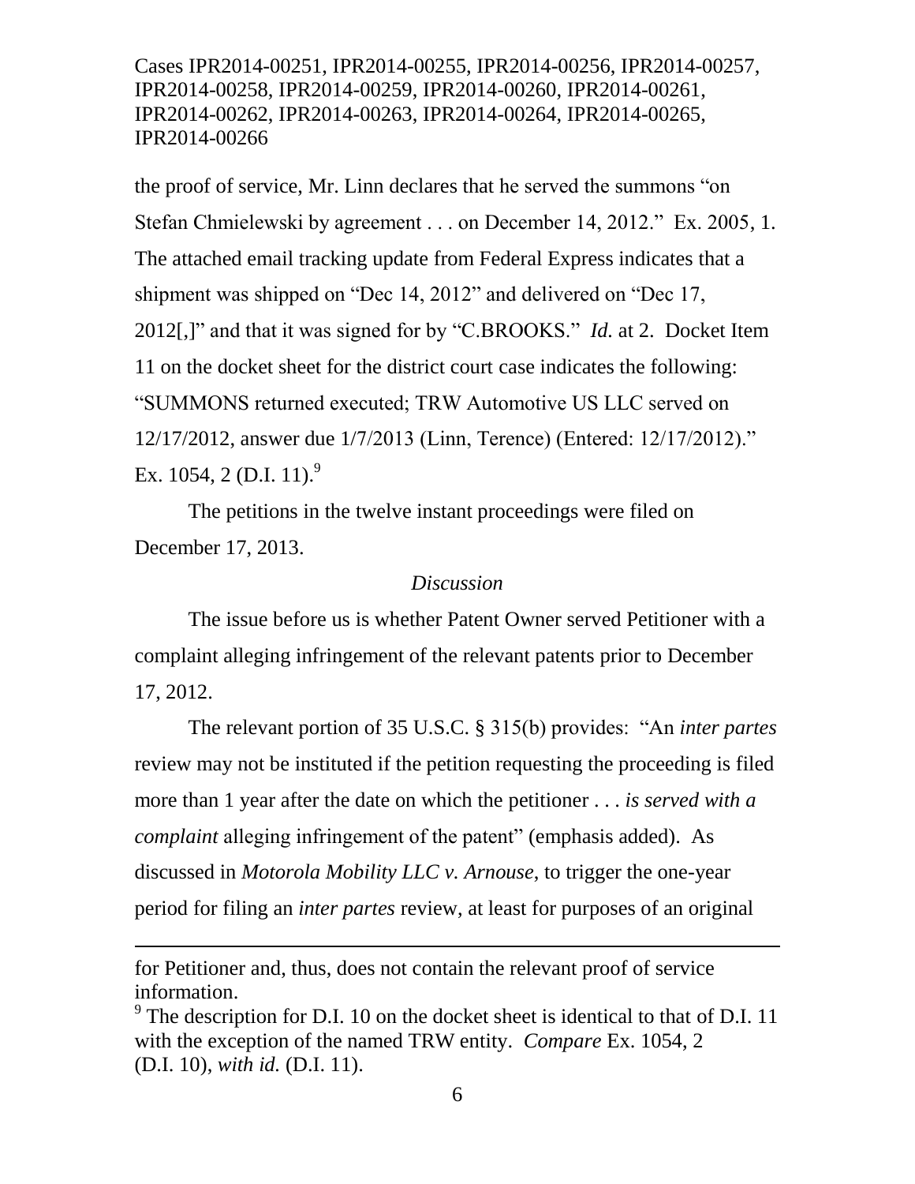the proof of service, Mr. Linn declares that he served the summons "on Stefan Chmielewski by agreement . . . on December 14, 2012." Ex. 2005, 1. The attached email tracking update from Federal Express indicates that a shipment was shipped on "Dec 14, 2012" and delivered on "Dec 17, 2012[,]" and that it was signed for by "C.BROOKS." *Id.* at 2. Docket Item 11 on the docket sheet for the district court case indicates the following: "SUMMONS returned executed; TRW Automotive US LLC served on 12/17/2012, answer due 1/7/2013 (Linn, Terence) (Entered: 12/17/2012)." Ex. 1054, 2 (D.I. 11).[9]

The petitions in the twelve instant proceedings were filed on December 17, 2013.

*Discussion*

The issue before us is whether Patent Owner served Petitioner with a complaint alleging infringement of the relevant patents prior to December 17, 2012.

The relevant portion of 35 U.S.C. § 315(b) provides: "An *inter partes* review may not be instituted if the petition requesting the proceeding is filed more than 1 year after the date on which the petitioner . . . *is served with a complaint* alleging infringement of the patent" (emphasis added). As discussed in *Motorola Mobility LLC v. Arnouse*, to trigger the one-year period for filing an *inter partes* review, at least for purposes of an original

---

for Petitioner and, thus, does not contain the relevant proof of service information.

[9] The description for D.I. 10 on the docket sheet is identical to that of D.I. 11 with the exception of the named TRW entity. *Compare* Ex. 1054, 2 (D.I. 10), *with id.* (D.I. 11).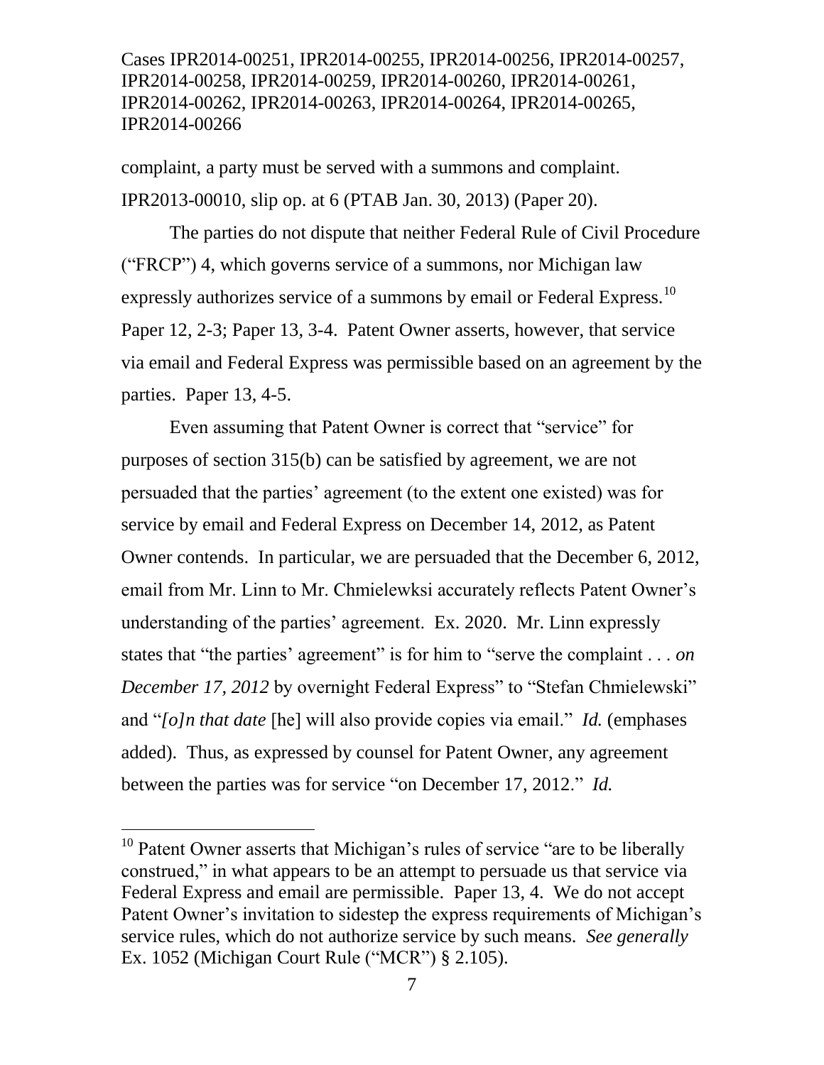complaint, a party must be served with a summons and complaint. IPR2013-00010, slip op. at 6 (PTAB Jan. 30, 2013) (Paper 20).

The parties do not dispute that neither Federal Rule of Civil Procedure ("FRCP") 4, which governs service of a summons, nor Michigan law expressly authorizes service of a summons by email or Federal Express.[10] Paper 12, 2-3; Paper 13, 3-4. Patent Owner asserts, however, that service via email and Federal Express was permissible based on an agreement by the parties. Paper 13, 4-5.

Even assuming that Patent Owner is correct that "service" for purposes of section 315(b) can be satisfied by agreement, we are not persuaded that the parties' agreement (to the extent one existed) was for service by email and Federal Express on December 14, 2012, as Patent Owner contends. In particular, we are persuaded that the December 6, 2012, email from Mr. Linn to Mr. Chmielewksi accurately reflects Patent Owner's understanding of the parties' agreement. Ex. 2020. Mr. Linn expressly states that "the parties' agreement" is for him to "serve the complaint . . . *on December 17, 2012* by overnight Federal Express" to "Stefan Chmielewski" and "*[o]n that date* [he] will also provide copies via email." *Id.* (emphases added). Thus, as expressed by counsel for Patent Owner, any agreement between the parties was for service "on December 17, 2012." *Id.*

---

[10] Patent Owner asserts that Michigan's rules of service "are to be liberally construed," in what appears to be an attempt to persuade us that service via Federal Express and email are permissible. Paper 13, 4. We do not accept Patent Owner's invitation to sidestep the express requirements of Michigan's service rules, which do not authorize service by such means. *See generally* Ex. 1052 (Michigan Court Rule ("MCR") § 2.105).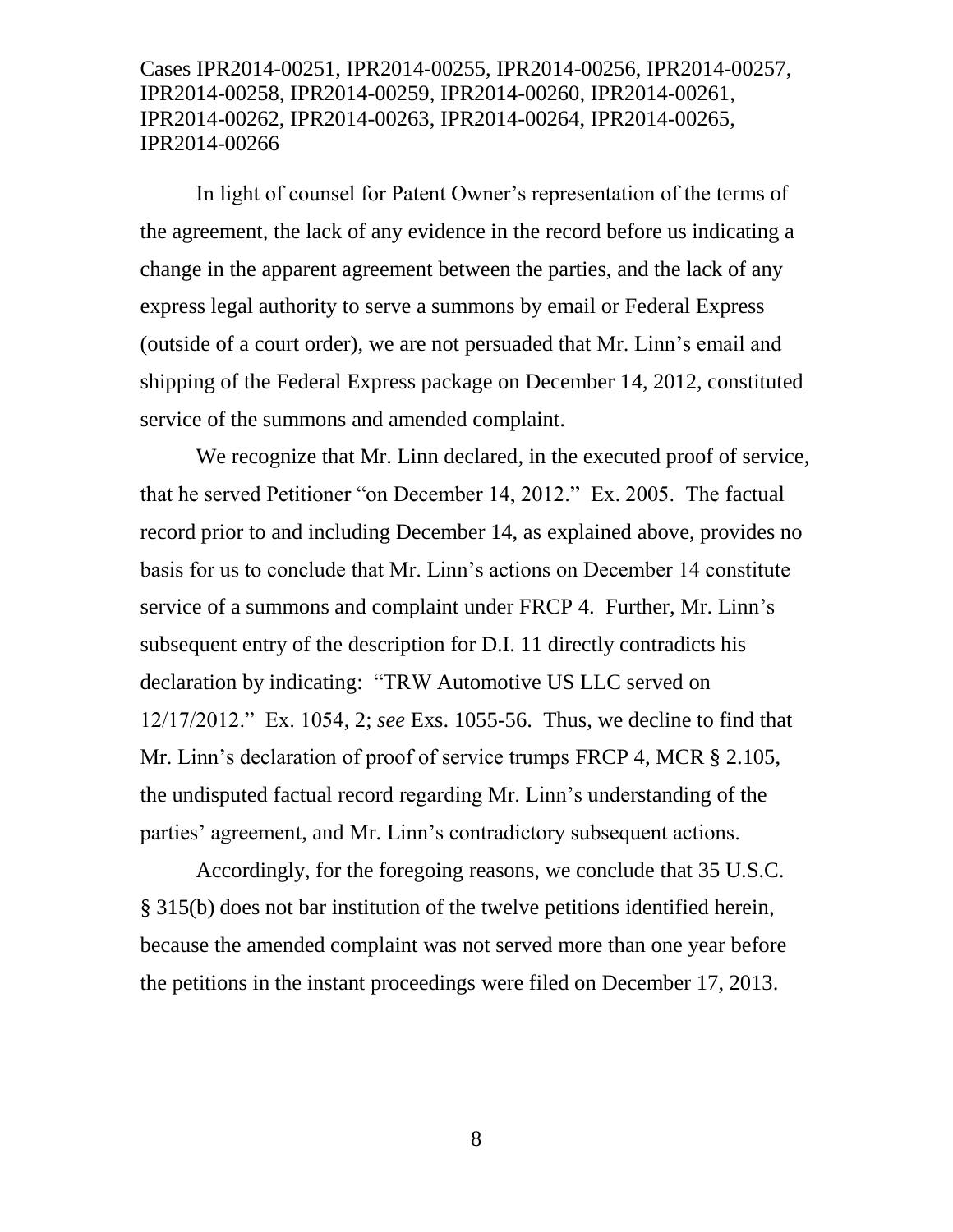In light of counsel for Patent Owner's representation of the terms of the agreement, the lack of any evidence in the record before us indicating a change in the apparent agreement between the parties, and the lack of any express legal authority to serve a summons by email or Federal Express (outside of a court order), we are not persuaded that Mr. Linn's email and shipping of the Federal Express package on December 14, 2012, constituted service of the summons and amended complaint.

We recognize that Mr. Linn declared, in the executed proof of service, that he served Petitioner "on December 14, 2012." Ex. 2005. The factual record prior to and including December 14, as explained above, provides no basis for us to conclude that Mr. Linn's actions on December 14 constitute service of a summons and complaint under FRCP 4. Further, Mr. Linn's subsequent entry of the description for D.I. 11 directly contradicts his declaration by indicating: "TRW Automotive US LLC served on 12/17/2012." Ex. 1054, 2; *see* Exs. 1055-56. Thus, we decline to find that Mr. Linn's declaration of proof of service trumps FRCP 4, MCR § 2.105, the undisputed factual record regarding Mr. Linn's understanding of the parties' agreement, and Mr. Linn's contradictory subsequent actions.

Accordingly, for the foregoing reasons, we conclude that 35 U.S.C. § 315(b) does not bar institution of the twelve petitions identified herein, because the amended complaint was not served more than one year before the petitions in the instant proceedings were filed on December 17, 2013.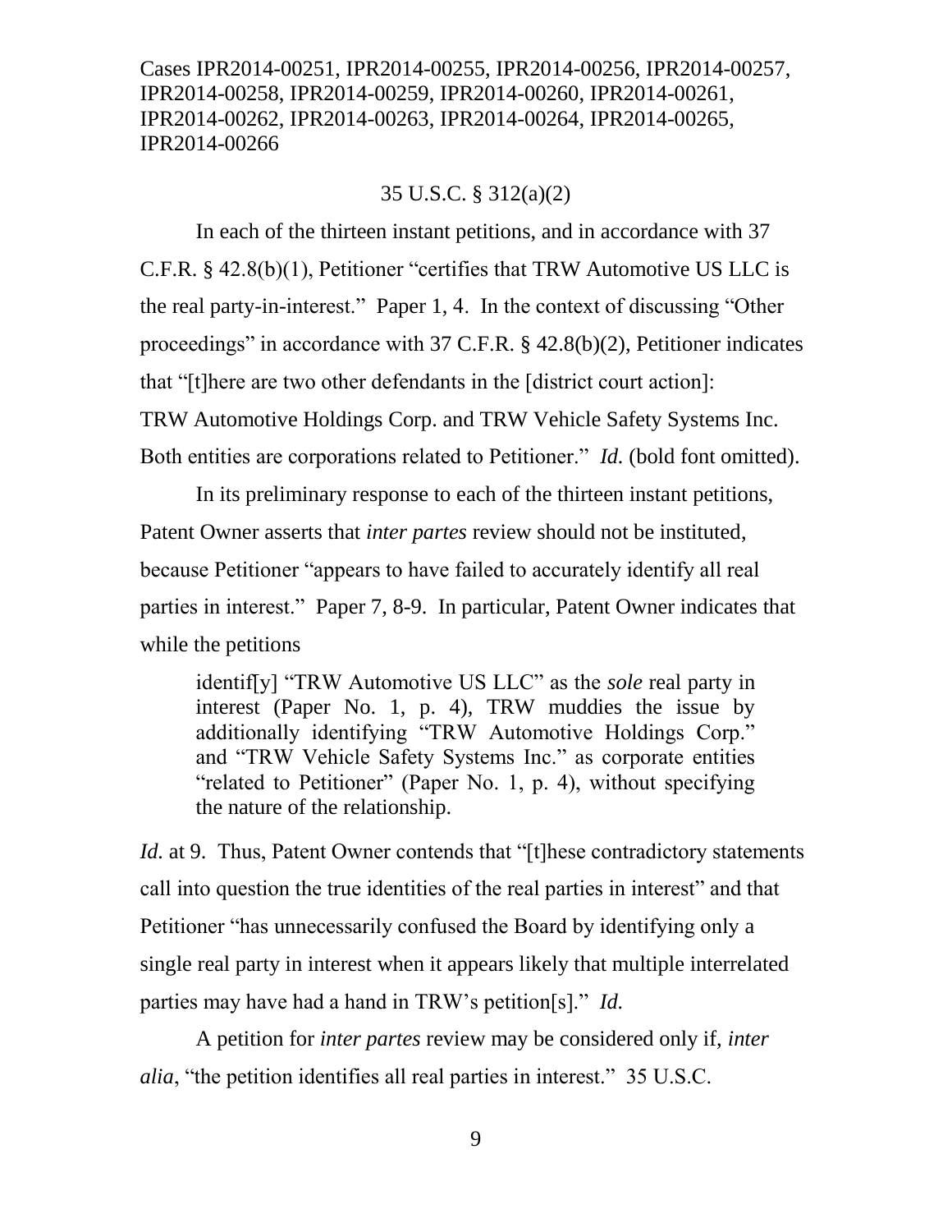35 U.S.C. § 312(a)(2)

In each of the thirteen instant petitions, and in accordance with 37 C.F.R. § 42.8(b)(1), Petitioner "certifies that TRW Automotive US LLC is the real party-in-interest." Paper 1, 4. In the context of discussing "Other proceedings" in accordance with 37 C.F.R. § 42.8(b)(2), Petitioner indicates that "[t]here are two other defendants in the [district court action]: TRW Automotive Holdings Corp. and TRW Vehicle Safety Systems Inc. Both entities are corporations related to Petitioner." *Id.* (bold font omitted).

In its preliminary response to each of the thirteen instant petitions, Patent Owner asserts that *inter partes* review should not be instituted, because Petitioner "appears to have failed to accurately identify all real parties in interest." Paper 7, 8-9. In particular, Patent Owner indicates that while the petitions

> identif[y] "TRW Automotive US LLC" as the *sole* real party in interest (Paper No. 1, p. 4), TRW muddies the issue by additionally identifying "TRW Automotive Holdings Corp." and "TRW Vehicle Safety Systems Inc." as corporate entities "related to Petitioner" (Paper No. 1, p. 4), without specifying the nature of the relationship.

*Id.* at 9. Thus, Patent Owner contends that "[t]hese contradictory statements call into question the true identities of the real parties in interest" and that Petitioner "has unnecessarily confused the Board by identifying only a single real party in interest when it appears likely that multiple interrelated parties may have had a hand in TRW's petition[s]." *Id.*

A petition for *inter partes* review may be considered only if, *inter alia*, "the petition identifies all real parties in interest." 35 U.S.C.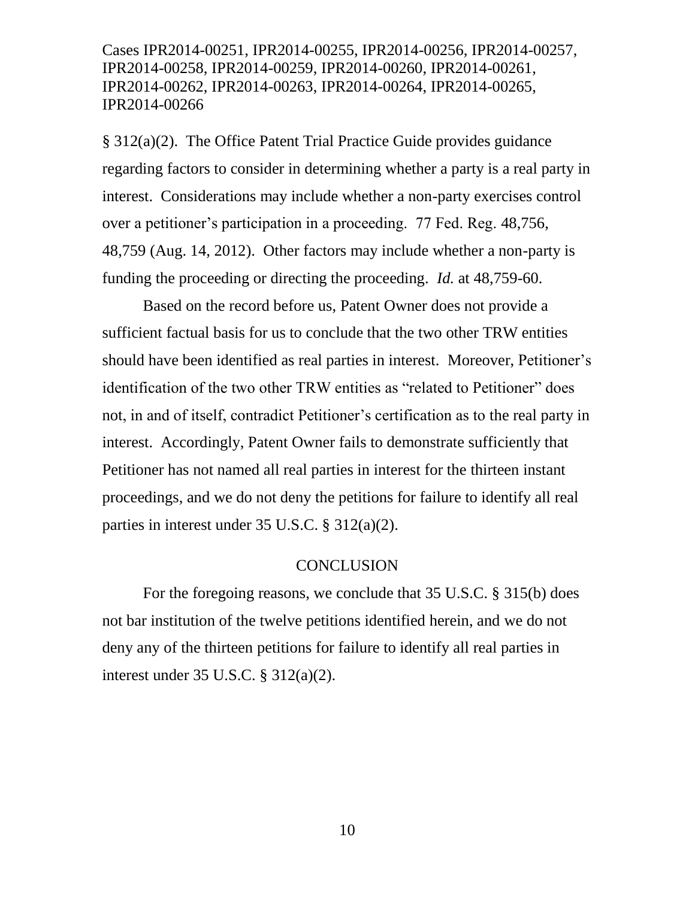§ 312(a)(2). The Office Patent Trial Practice Guide provides guidance regarding factors to consider in determining whether a party is a real party in interest. Considerations may include whether a non-party exercises control over a petitioner's participation in a proceeding. 77 Fed. Reg. 48,756, 48,759 (Aug. 14, 2012). Other factors may include whether a non-party is funding the proceeding or directing the proceeding. *Id.* at 48,759-60.

Based on the record before us, Patent Owner does not provide a sufficient factual basis for us to conclude that the two other TRW entities should have been identified as real parties in interest. Moreover, Petitioner's identification of the two other TRW entities as "related to Petitioner" does not, in and of itself, contradict Petitioner's certification as to the real party in interest. Accordingly, Patent Owner fails to demonstrate sufficiently that Petitioner has not named all real parties in interest for the thirteen instant proceedings, and we do not deny the petitions for failure to identify all real parties in interest under 35 U.S.C. § 312(a)(2).

## CONCLUSION

For the foregoing reasons, we conclude that 35 U.S.C. § 315(b) does not bar institution of the twelve petitions identified herein, and we do not deny any of the thirteen petitions for failure to identify all real parties in interest under 35 U.S.C. § 312(a)(2).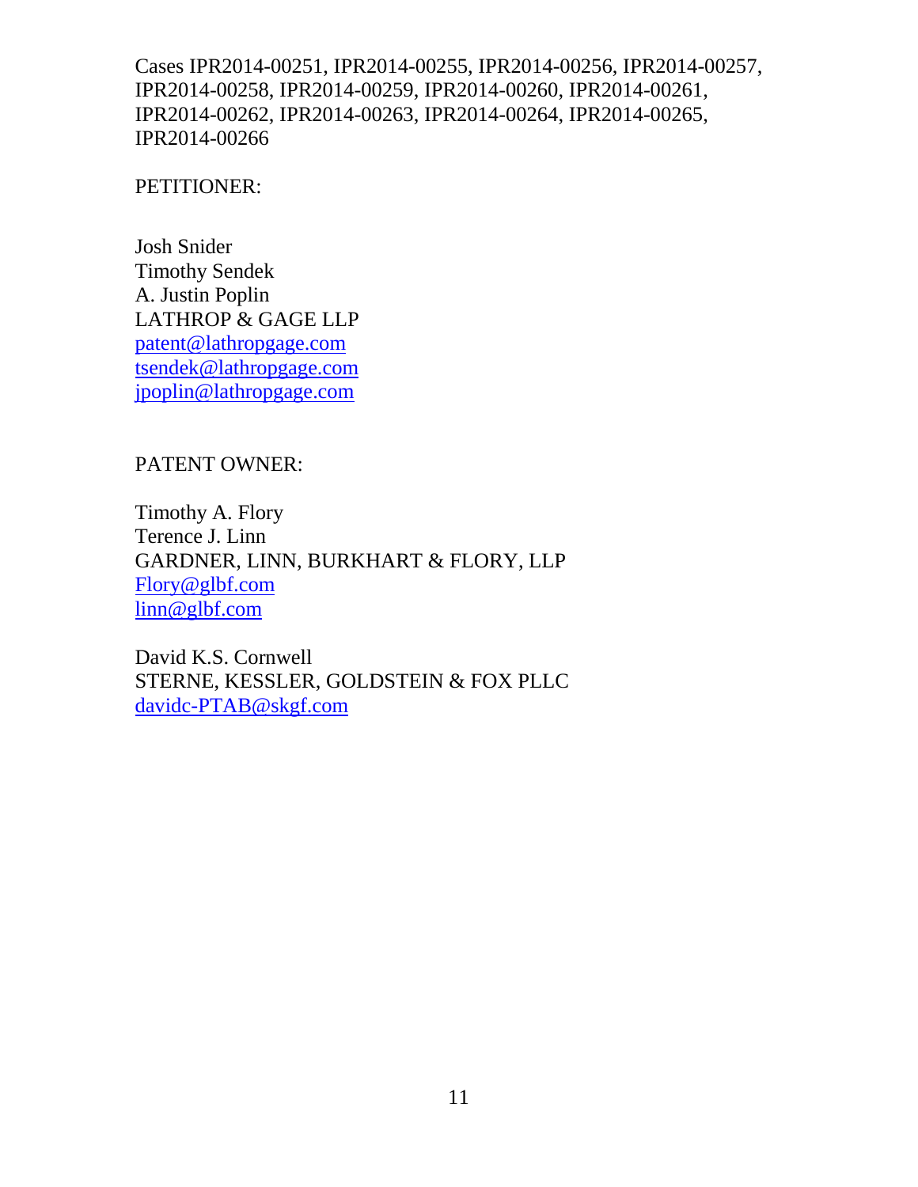Cases IPR2014-00251, IPR2014-00255, IPR2014-00256, IPR2014-00257, IPR2014-00258, IPR2014-00259, IPR2014-00260, IPR2014-00261, IPR2014-00262, IPR2014-00263, IPR2014-00264, IPR2014-00265, IPR2014-00266

PETITIONER:

Josh Snider  
Timothy Sendek  
A. Justin Poplin  
LATHROP & GAGE LLP  
patent@lathropgage.com  
tsendek@lathropgage.com  
jpoplin@lathropgage.com

PATENT OWNER:

Timothy A. Flory  
Terence J. Linn  
GARDNER, LINN, BURKHART & FLORY, LLP  
Flory@glbf.com  
linn@glbf.com

David K.S. Cornwell  
STERNE, KESSLER, GOLDSTEIN & FOX PLLC  
davidc-PTAB@skgf.com